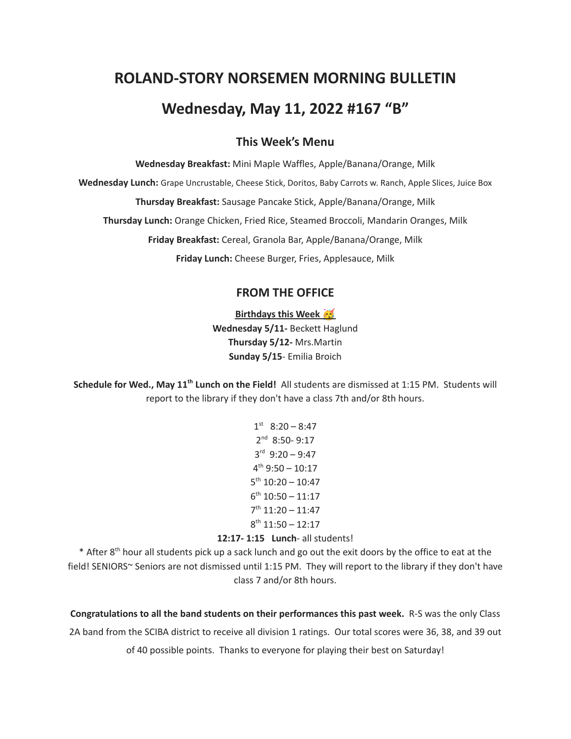# ROLAND-STORY NORSEMEN MORNING BULLETIN

# Wednesday, May 11, 2022 #167 "B"

## This Week's Menu

**Wednesday Breakfast:** Mini Maple Waffles, Apple/Banana/Orange, Milk

**Wednesday Lunch:** Grape Uncrustable, Cheese Stick, Doritos, Baby Carrots w. Ranch, Apple Slices, Juice Box

**Thursday Breakfast:** Sausage Pancake Stick, Apple/Banana/Orange, Milk

**Thursday Lunch:** Orange Chicken, Fried Rice, Steamed Broccoli, Mandarin Oranges, Milk

**Friday Breakfast:** Cereal, Granola Bar, Apple/Banana/Orange, Milk

**Friday Lunch:** Cheese Burger, Fries, Applesauce, Milk

## FROM THE OFFICE

**Birthdays this Week 🥳**

**Wednesday 5/11-** Beckett Haglund
**Thursday 5/12-** Mrs.Martin
**Sunday 5/15**- Emilia Broich

**Schedule for Wed., May 11th Lunch on the Field!** All students are dismissed at 1:15 PM. Students will report to the library if they don't have a class 7th and/or 8th hours.

1st 8:20 – 8:47
2nd 8:50- 9:17
3rd 9:20 – 9:47
4th 9:50 – 10:17
5th 10:20 – 10:47
6th 10:50 – 11:17
7th 11:20 – 11:47
8th 11:50 – 12:17
**12:17- 1:15 Lunch**- all students!

* After 8th hour all students pick up a sack lunch and go out the exit doors by the office to eat at the field! SENIORS~ Seniors are not dismissed until 1:15 PM. They will report to the library if they don't have class 7 and/or 8th hours.

**Congratulations to all the band students on their performances this past week.** R-S was the only Class 2A band from the SCIBA district to receive all division 1 ratings. Our total scores were 36, 38, and 39 out of 40 possible points. Thanks to everyone for playing their best on Saturday!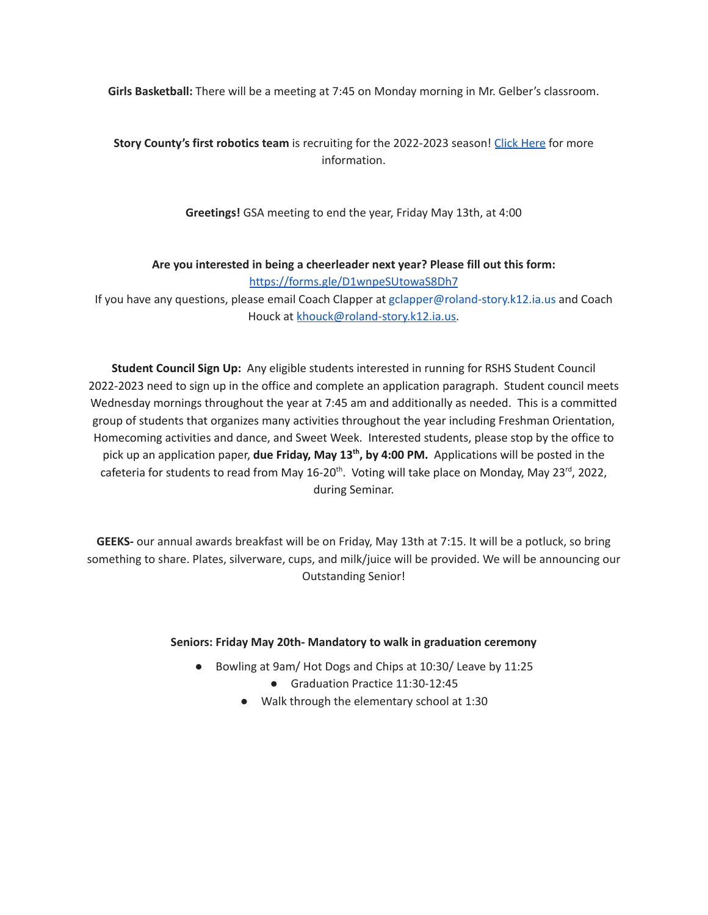**Girls Basketball:** There will be a meeting at 7:45 on Monday morning in Mr. Gelber's classroom.

**Story County's first robotics team** is recruiting for the 2022-2023 season! Click Here for more information.

**Greetings!** GSA meeting to end the year, Friday May 13th, at 4:00

**Are you interested in being a cheerleader next year? Please fill out this form:**
https://forms.gle/D1wnpeSUtowaS8Dh7
If you have any questions, please email Coach Clapper at gclapper@roland-story.k12.ia.us and Coach Houck at khouck@roland-story.k12.ia.us.

**Student Council Sign Up:** Any eligible students interested in running for RSHS Student Council 2022-2023 need to sign up in the office and complete an application paragraph. Student council meets Wednesday mornings throughout the year at 7:45 am and additionally as needed. This is a committed group of students that organizes many activities throughout the year including Freshman Orientation, Homecoming activities and dance, and Sweet Week. Interested students, please stop by the office to pick up an application paper, **due Friday, May 13th, by 4:00 PM.** Applications will be posted in the cafeteria for students to read from May 16-20th. Voting will take place on Monday, May 23rd, 2022, during Seminar.

**GEEKS-** our annual awards breakfast will be on Friday, May 13th at 7:15. It will be a potluck, so bring something to share. Plates, silverware, cups, and milk/juice will be provided. We will be announcing our Outstanding Senior!

**Seniors: Friday May 20th- Mandatory to walk in graduation ceremony**

- Bowling at 9am/ Hot Dogs and Chips at 10:30/ Leave by 11:25
- Graduation Practice 11:30-12:45
- Walk through the elementary school at 1:30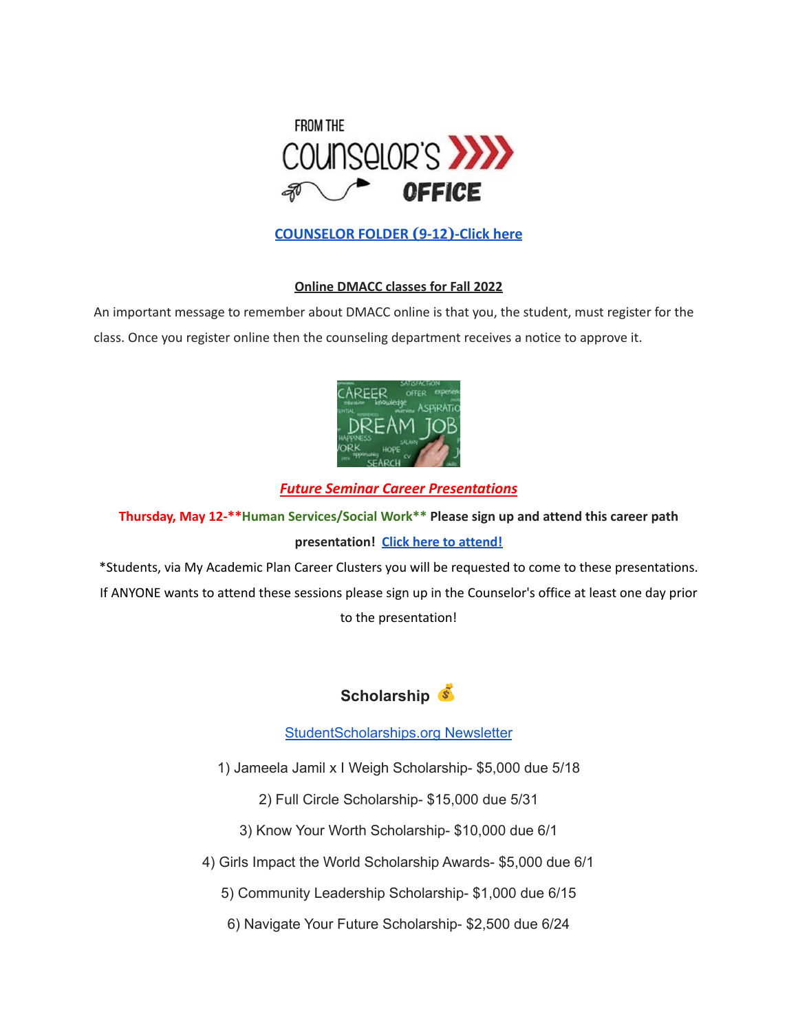FROM THE COUNSELOR'S OFFICE

**[COUNSELOR FOLDER (9-12)-Click here]**

**Online DMACC classes for Fall 2022**

An important message to remember about DMACC online is that you, the student, must register for the class. Once you register online then the counseling department receives a notice to approve it.

***Future Seminar Career Presentations***

**Thursday, May 12-**Human Services/Social Work** Please sign up and attend this career path presentation! Click here to attend!**

*Students, via My Academic Plan Career Clusters you will be requested to come to these presentations. If ANYONE wants to attend these sessions please sign up in the Counselor's office at least one day prior to the presentation!

## Scholarship 💰

StudentScholarships.org Newsletter

1) Jameela Jamil x I Weigh Scholarship- $5,000 due 5/18

2) Full Circle Scholarship- $15,000 due 5/31

3) Know Your Worth Scholarship- $10,000 due 6/1

4) Girls Impact the World Scholarship Awards- $5,000 due 6/1

5) Community Leadership Scholarship- $1,000 due 6/15

6) Navigate Your Future Scholarship- $2,500 due 6/24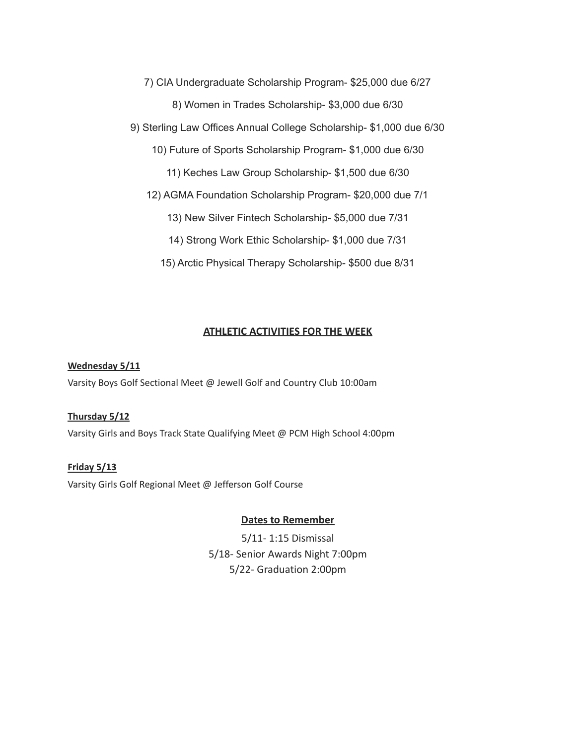7) CIA Undergraduate Scholarship Program- $25,000 due 6/27

8) Women in Trades Scholarship- $3,000 due 6/30

9) Sterling Law Offices Annual College Scholarship- $1,000 due 6/30

10) Future of Sports Scholarship Program- $1,000 due 6/30

11) Keches Law Group Scholarship- $1,500 due 6/30

12) AGMA Foundation Scholarship Program- $20,000 due 7/1

13) New Silver Fintech Scholarship- $5,000 due 7/31

14) Strong Work Ethic Scholarship- $1,000 due 7/31

15) Arctic Physical Therapy Scholarship- $500 due 8/31

## **ATHLETIC ACTIVITIES FOR THE WEEK**

**Wednesday 5/11**

Varsity Boys Golf Sectional Meet @ Jewell Golf and Country Club 10:00am

**Thursday 5/12**

Varsity Girls and Boys Track State Qualifying Meet @ PCM High School 4:00pm

**Friday 5/13**

Varsity Girls Golf Regional Meet @ Jefferson Golf Course

## **Dates to Remember**

5/11- 1:15 Dismissal

5/18- Senior Awards Night 7:00pm

5/22- Graduation 2:00pm